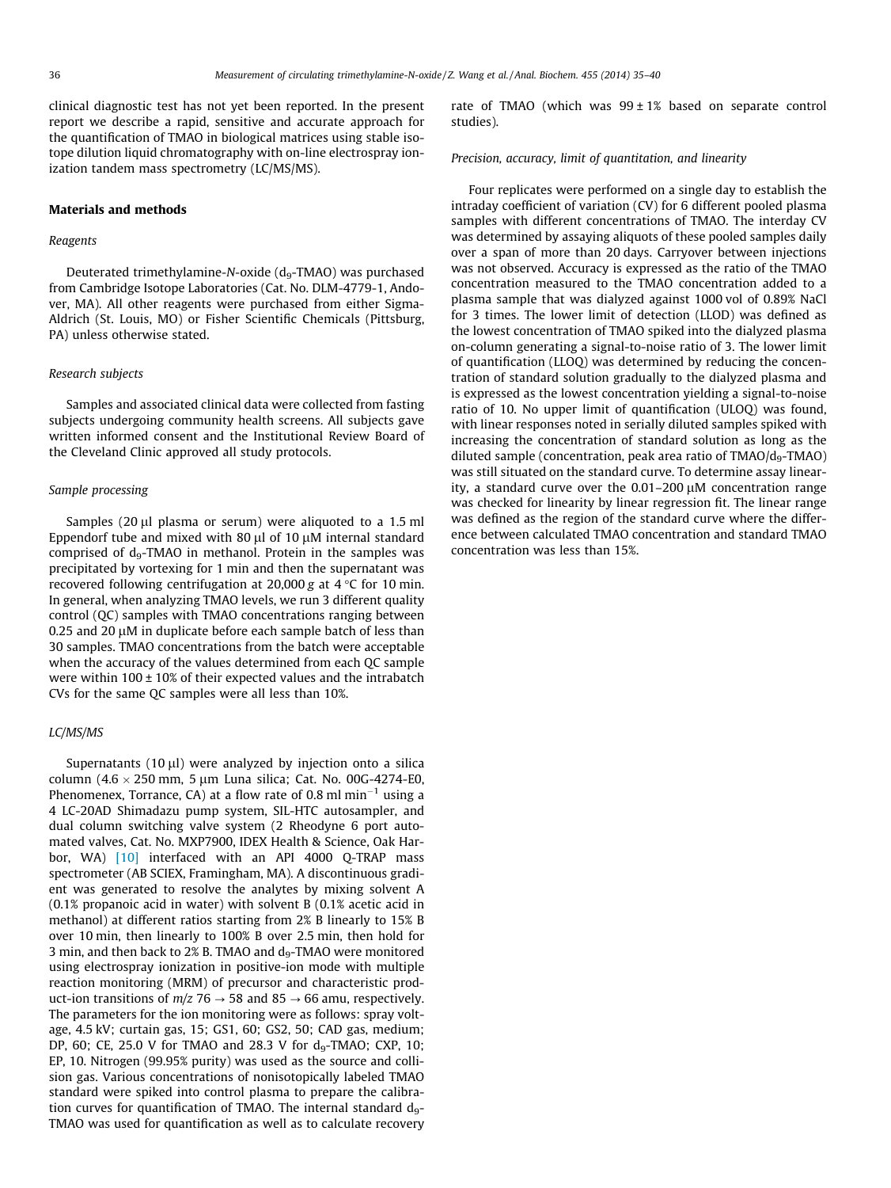clinical diagnostic test has not yet been reported. In the present report we describe a rapid, sensitive and accurate approach for the quantification of TMAO in biological matrices using stable isotope dilution liquid chromatography with on-line electrospray ionization tandem mass spectrometry (LC/MS/MS).

## Materials and methods

### *Reagents*

Deuterated trimethylamine-*N*-oxide ($d_9$-TMAO) was purchased from Cambridge Isotope Laboratories (Cat. No. DLM-4779-1, Andover, MA). All other reagents were purchased from either Sigma-Aldrich (St. Louis, MO) or Fisher Scientific Chemicals (Pittsburg, PA) unless otherwise stated.

### *Research subjects*

Samples and associated clinical data were collected from fasting subjects undergoing community health screens. All subjects gave written informed consent and the Institutional Review Board of the Cleveland Clinic approved all study protocols.

### *Sample processing*

Samples (20 μl plasma or serum) were aliquoted to a 1.5 ml Eppendorf tube and mixed with 80 μl of 10 μM internal standard comprised of $d_9$-TMAO in methanol. Protein in the samples was precipitated by vortexing for 1 min and then the supernatant was recovered following centrifugation at 20,000 *g* at 4 °C for 10 min. In general, when analyzing TMAO levels, we run 3 different quality control (QC) samples with TMAO concentrations ranging between 0.25 and 20 μM in duplicate before each sample batch of less than 30 samples. TMAO concentrations from the batch were acceptable when the accuracy of the values determined from each QC sample were within 100 ± 10% of their expected values and the intrabatch CVs for the same QC samples were all less than 10%.

### *LC/MS/MS*

Supernatants (10 μl) were analyzed by injection onto a silica column (4.6 × 250 mm, 5 μm Luna silica; Cat. No. 00G-4274-E0, Phenomenex, Torrance, CA) at a flow rate of 0.8 ml $min^{-1}$ using a 4 LC-20AD Shimadazu pump system, SIL-HTC autosampler, and dual column switching valve system (2 Rheodyne 6 port automated valves, Cat. No. MXP7900, IDEX Health & Science, Oak Harbor, WA) [10] interfaced with an API 4000 Q-TRAP mass spectrometer (AB SCIEX, Framingham, MA). A discontinuous gradient was generated to resolve the analytes by mixing solvent A (0.1% propanoic acid in water) with solvent B (0.1% acetic acid in methanol) at different ratios starting from 2% B linearly to 15% B over 10 min, then linearly to 100% B over 2.5 min, then hold for 3 min, and then back to 2% B. TMAO and $d_9$-TMAO were monitored using electrospray ionization in positive-ion mode with multiple reaction monitoring (MRM) of precursor and characteristic product-ion transitions of *m/z* 76 → 58 and 85 → 66 amu, respectively. The parameters for the ion monitoring were as follows: spray voltage, 4.5 kV; curtain gas, 15; GS1, 60; GS2, 50; CAD gas, medium; DP, 60; CE, 25.0 V for TMAO and 28.3 V for $d_9$-TMAO; CXP, 10; EP, 10. Nitrogen (99.95% purity) was used as the source and collision gas. Various concentrations of nonisotopically labeled TMAO standard were spiked into control plasma to prepare the calibration curves for quantification of TMAO. The internal standard $d_9$-TMAO was used for quantification as well as to calculate recovery rate of TMAO (which was 99 ± 1% based on separate control studies).

### *Precision, accuracy, limit of quantitation, and linearity*

Four replicates were performed on a single day to establish the intraday coefficient of variation (CV) for 6 different pooled plasma samples with different concentrations of TMAO. The interday CV was determined by assaying aliquots of these pooled samples daily over a span of more than 20 days. Carryover between injections was not observed. Accuracy is expressed as the ratio of the TMAO concentration measured to the TMAO concentration added to a plasma sample that was dialyzed against 1000 vol of 0.89% NaCl for 3 times. The lower limit of detection (LLOD) was defined as the lowest concentration of TMAO spiked into the dialyzed plasma on-column generating a signal-to-noise ratio of 3. The lower limit of quantification (LLOQ) was determined by reducing the concentration of standard solution gradually to the dialyzed plasma and is expressed as the lowest concentration yielding a signal-to-noise ratio of 10. No upper limit of quantification (ULOQ) was found, with linear responses noted in serially diluted samples spiked with increasing the concentration of standard solution as long as the diluted sample (concentration, peak area ratio of TMAO/$d_9$-TMAO) was still situated on the standard curve. To determine assay linearity, a standard curve over the 0.01–200 μM concentration range was checked for linearity by linear regression fit. The linear range was defined as the region of the standard curve where the difference between calculated TMAO concentration and standard TMAO concentration was less than 15%.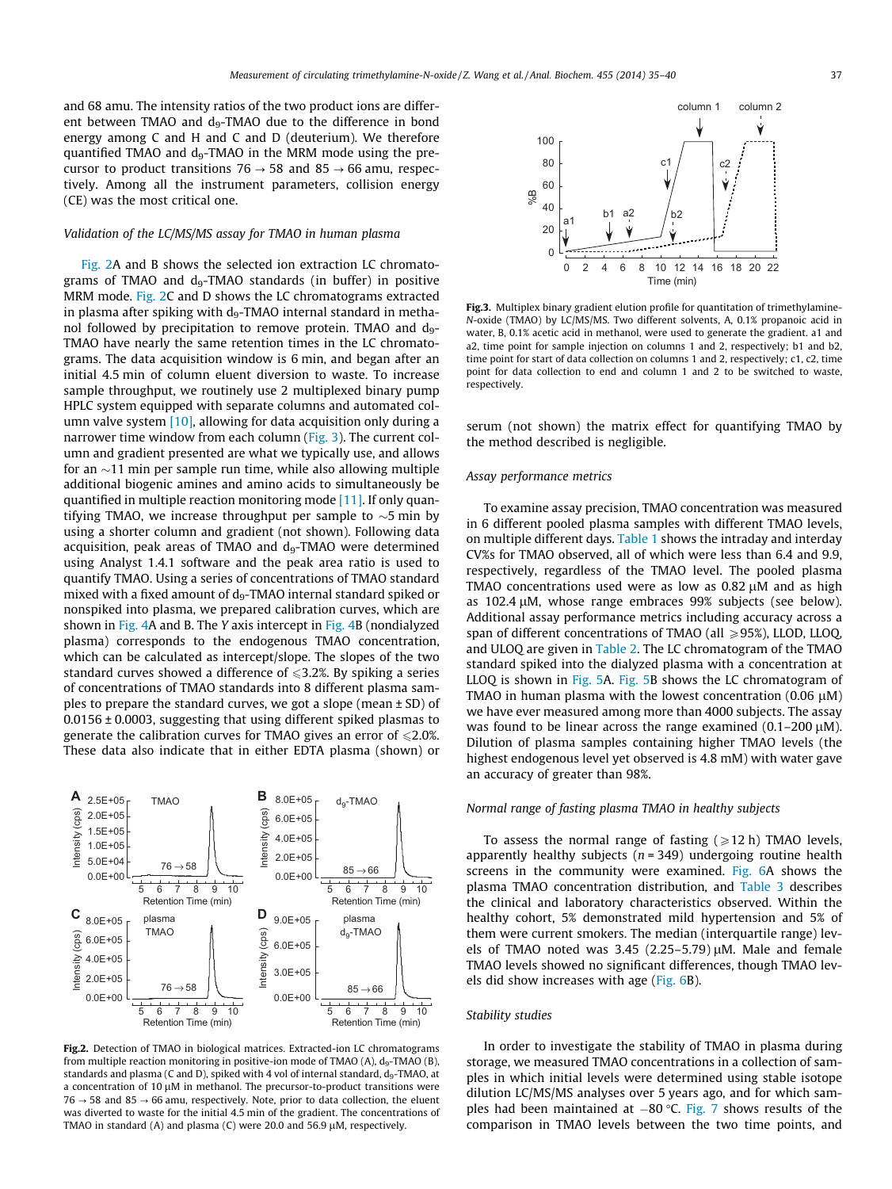and 68 amu. The intensity ratios of the two product ions are different between TMAO and $d_9$-TMAO due to the difference in bond energy among C and H and C and D (deuterium). We therefore quantified TMAO and $d_9$-TMAO in the MRM mode using the precursor to product transitions 76 → 58 and 85 → 66 amu, respectively. Among all the instrument parameters, collision energy (CE) was the most critical one.

*Validation of the LC/MS/MS assay for TMAO in human plasma*

Fig. 2A and B shows the selected ion extraction LC chromatograms of TMAO and $d_9$-TMAO standards (in buffer) in positive MRM mode. Fig. 2C and D shows the LC chromatograms extracted in plasma after spiking with $d_9$-TMAO internal standard in methanol followed by precipitation to remove protein. TMAO and $d_9$-TMAO have nearly the same retention times in the LC chromatograms. The data acquisition window is 6 min, and began after an initial 4.5 min of column eluent diversion to waste. To increase sample throughput, we routinely use 2 multiplexed binary pump HPLC system equipped with separate columns and automated column valve system [10], allowing for data acquisition only during a narrower time window from each column (Fig. 3). The current column and gradient presented are what we typically use, and allows for an ~11 min per sample run time, while also allowing multiple additional biogenic amines and amino acids to simultaneously be quantified in multiple reaction monitoring mode [11]. If only quantifying TMAO, we increase throughput per sample to ~5 min by using a shorter column and gradient (not shown). Following data acquisition, peak areas of TMAO and $d_9$-TMAO were determined using Analyst 1.4.1 software and the peak area ratio is used to quantify TMAO. Using a series of concentrations of TMAO standard mixed with a fixed amount of $d_9$-TMAO internal standard spiked or nonspiked into plasma, we prepared calibration curves, which are shown in Fig. 4A and B. The *Y* axis intercept in Fig. 4B (nondialyzed plasma) corresponds to the endogenous TMAO concentration, which can be calculated as intercept/slope. The slopes of the two standard curves showed a difference of ⩽3.2%. By spiking a series of concentrations of TMAO standards into 8 different plasma samples to prepare the standard curves, we got a slope (mean ± SD) of 0.0156 ± 0.0003, suggesting that using different spiked plasmas to generate the calibration curves for TMAO gives an error of ⩽2.0%. These data also indicate that in either EDTA plasma (shown) or serum (not shown) the matrix effect for quantifying TMAO by the method described is negligible.

**Fig.2.** Detection of TMAO in biological matrices. Extracted-ion LC chromatograms from multiple reaction monitoring in positive-ion mode of TMAO (A), $d_9$-TMAO (B), standards and plasma (C and D), spiked with 4 vol of internal standard, $d_9$-TMAO, at a concentration of 10 μM in methanol. The precursor-to-product transitions were 76 → 58 and 85 → 66 amu, respectively. Note, prior to data collection, the eluent was diverted to waste for the initial 4.5 min of the gradient. The concentrations of TMAO in standard (A) and plasma (C) were 20.0 and 56.9 μM, respectively.

**Fig.3.** Multiplex binary gradient elution profile for quantitation of trimethylamine-*N*-oxide (TMAO) by LC/MS/MS. Two different solvents, A, 0.1% propanoic acid in water, B, 0.1% acetic acid in methanol, were used to generate the gradient. a1 and a2, time point for sample injection on columns 1 and 2, respectively; b1 and b2, time point for start of data collection on columns 1 and 2, respectively; c1, c2, time point for data collection to end and column 1 and 2 to be switched to waste, respectively.

*Assay performance metrics*

To examine assay precision, TMAO concentration was measured in 6 different pooled plasma samples with different TMAO levels, on multiple different days. Table 1 shows the intraday and interday CV%s for TMAO observed, all of which were less than 6.4 and 9.9, respectively, regardless of the TMAO level. The pooled plasma TMAO concentrations used were as low as 0.82 μM and as high as 102.4 μM, whose range embraces 99% subjects (see below). Additional assay performance metrics including accuracy across a span of different concentrations of TMAO (all ⩾95%), LLOD, LLOQ, and ULOQ are given in Table 2. The LC chromatogram of the TMAO standard spiked into the dialyzed plasma with a concentration at LLOQ is shown in Fig. 5A. Fig. 5B shows the LC chromatogram of TMAO in human plasma with the lowest concentration (0.06 μM) we have ever measured among more than 4000 subjects. The assay was found to be linear across the range examined (0.1–200 μM). Dilution of plasma samples containing higher TMAO levels (the highest endogenous level yet observed is 4.8 mM) with water gave an accuracy of greater than 98%.

*Normal range of fasting plasma TMAO in healthy subjects*

To assess the normal range of fasting (⩾12 h) TMAO levels, apparently healthy subjects ($n$ = 349) undergoing routine health screens in the community were examined. Fig. 6A shows the plasma TMAO concentration distribution, and Table 3 describes the clinical and laboratory characteristics observed. Within the healthy cohort, 5% demonstrated mild hypertension and 5% of them were current smokers. The median (interquartile range) levels of TMAO noted was 3.45 (2.25–5.79) μM. Male and female TMAO levels showed no significant differences, though TMAO levels did show increases with age (Fig. 6B).

*Stability studies*

In order to investigate the stability of TMAO in plasma during storage, we measured TMAO concentrations in a collection of samples in which initial levels were determined using stable isotope dilution LC/MS/MS analyses over 5 years ago, and for which samples had been maintained at −80 °C. Fig. 7 shows results of the comparison in TMAO levels between the two time points, and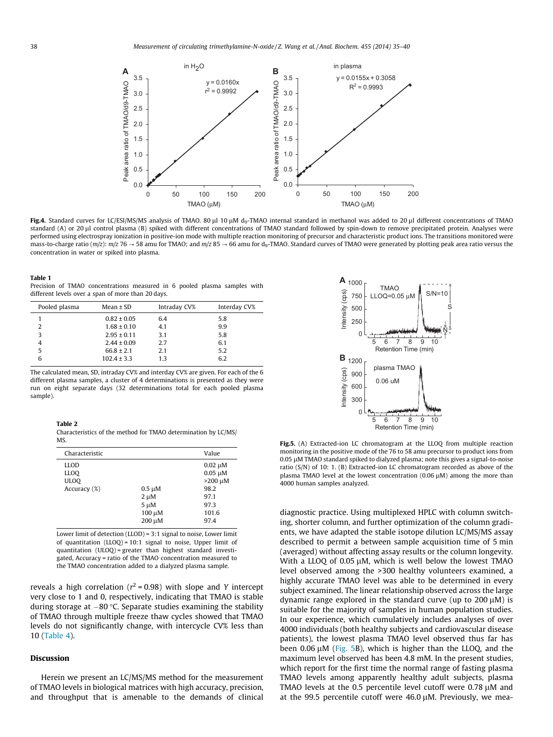**Fig.4.** Standard curves for LC/ESI/MS/MS analysis of TMAO. 80 μl 10 μM $d_9$-TMAO internal standard in methanol was added to 20 μl different concentrations of TMAO standard (A) or 20 μl control plasma (B) spiked with different concentrations of TMAO standard followed by spin-down to remove precipitated protein. Analyses were performed using electrospray ionization in positive-ion mode with multiple reaction monitoring of precursor and characteristic product ions. The transitions monitored were mass-to-charge ratio ($m/z$): $m/z$ 76 → 58 amu for TMAO; and $m/z$ 85 → 66 amu for $d_9$-TMAO. Standard curves of TMAO were generated by plotting peak area ratio versus the concentration in water or spiked into plasma.

**Table 1**
Precision of TMAO concentrations measured in 6 pooled plasma samples with different levels over a span of more than 20 days.

| Pooled plasma | Mean ± SD | Intraday CV% | Interday CV% |
|---|---|---|---|
| 1 | 0.82 ± 0.05 | 6.4 | 5.8 |
| 2 | 1.68 ± 0.10 | 4.1 | 9.9 |
| 3 | 2.95 ± 0.11 | 3.1 | 5.8 |
| 4 | 2.44 ± 0.09 | 2.7 | 6.1 |
| 5 | 66.8 ± 2.1 | 2.1 | 5.2 |
| 6 | 102.4 ± 3.3 | 1.3 | 6.2 |

The calculated mean, SD, intraday CV% and interday CV% are given. For each of the 6 different plasma samples, a cluster of 4 determinations is presented as they were run on eight separate days (32 determinations total for each pooled plasma sample).

**Table 2**
Characteristics of the method for TMAO determination by LC/MS/MS.

| Characteristic | | Value |
|---|---|---|
| LLOD | | 0.02 μM |
| LLOQ | | 0.05 μM |
| ULOQ | | >200 μM |
| Accuracy (%) | 0.5 μM | 98.2 |
| | 2 μM | 97.1 |
| | 5 μM | 97.3 |
| | 100 μM | 101.6 |
| | 200 μM | 97.4 |

Lower limit of detection (LLOD) = 3:1 signal to noise, Lower limit of quantitation (LLOQ) = 10:1 signal to noise, Upper limit of quantitation (ULOQ) = greater than highest standard investigated, Accuracy = ratio of the TMAO concentration measured to the TMAO concentration added to a dialyzed plasma sample.

**Fig.5.** (A) Extracted-ion LC chromatogram at the LLOQ from multiple reaction monitoring in the positive mode of the 76 to 58 amu precursor to product ions from 0.05 μM TMAO standard spiked to dialyzed plasma; note this gives a signal-to-noise ratio (S/N) of 10: 1. (B) Extracted-ion LC chromatogram recorded as above of the plasma TMAO level at the lowest concentration (0.06 μM) among the more than 4000 human samples analyzed.

reveals a high correlation ($r^2$ = 0.98) with slope and $Y$ intercept very close to 1 and 0, respectively, indicating that TMAO is stable during storage at −80 °C. Separate studies examining the stability of TMAO through multiple freeze thaw cycles showed that TMAO levels do not significantly change, with intercycle CV% less than 10 (Table 4).

## Discussion

Herein we present an LC/MS/MS method for the measurement of TMAO levels in biological matrices with high accuracy, precision, and throughput that is amenable to the demands of clinical diagnostic practice. Using multiplexed HPLC with column switching, shorter column, and further optimization of the column gradients, we have adapted the stable isotope dilution LC/MS/MS assay described to permit a between sample acquisition time of 5 min (averaged) without affecting assay results or the column longevity. With a LLOQ of 0.05 μM, which is well below the lowest TMAO level observed among the >300 healthy volunteers examined, a highly accurate TMAO level was able to be determined in every subject examined. The linear relationship observed across the large dynamic range explored in the standard curve (up to 200 μM) is suitable for the majority of samples in human population studies. In our experience, which cumulatively includes analyses of over 4000 individuals (both healthy subjects and cardiovascular disease patients), the lowest plasma TMAO level observed thus far has been 0.06 μM (Fig. 5B), which is higher than the LLOQ, and the maximum level observed has been 4.8 mM. In the present studies, which report for the first time the normal range of fasting plasma TMAO levels among apparently healthy adult subjects, plasma TMAO levels at the 0.5 percentile level cutoff were 0.78 μM and at the 99.5 percentile cutoff were 46.0 μM. Previously, we mea-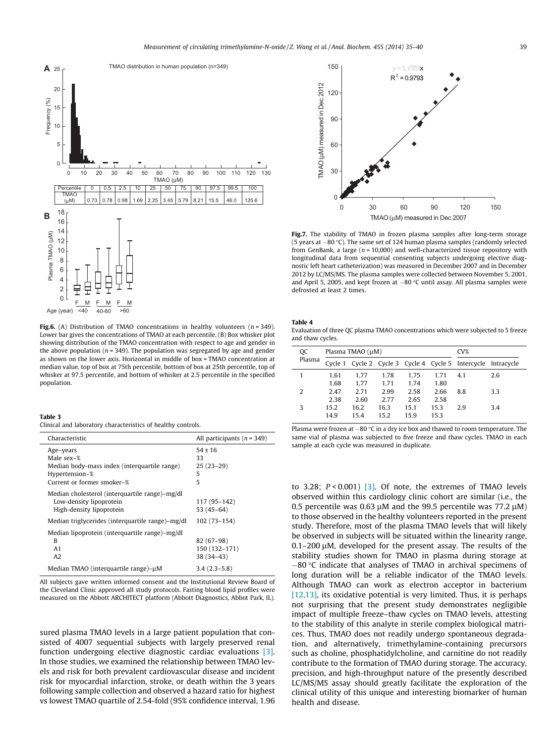| Percentile | 0 | 0.5 | 2.5 | 10 | 25 | 50 | 75 | 90 | 97.5 | 99.5 | 100 |
|---|---|---|---|---|---|---|---|---|---|---|---|
| TMAO (μM) | 0.73 | 0.78 | 0.98 | 1.69 | 2.25 | 3.45 | 5.79 | 8.21 | 15.5 | 46.0 | 125.6 |

**Fig.6.** (A) Distribution of TMAO concentrations in healthy volunteers ($n$ = 349). Lower bar gives the concentrations of TMAO at each percentile. (B) Box whisker plot showing distribution of the TMAO concentration with respect to age and gender in the above population ($n$ = 349). The population was segregated by age and gender as shown on the lower axis. Horizontal in middle of box = TMAO concentration at median value, top of box at 75th percentile, bottom of box at 25th percentile, top of whisker at 97.5 percentile, and bottom of whisker at 2.5 percentile in the specified population.

**Table 3**
Clinical and laboratory characteristics of healthy controls.

| Characteristic | All participants ($n$ = 349) |
|---|---|
| Age–years | 54 ± 16 |
| Male sex–% | 33 |
| Median body-mass index (interquartile range) | 25 (23–29) |
| Hypertension–% | 5 |
| Current or former smoker–% | 5 |
| Median cholesterol (interquartile range)–mg/dl | |
| Low-density lipoprotein | 117 (95–142) |
| High-density lipoprotein | 53 (45–64) |
| Median triglycerides (interquartile range)–mg/dl | 102 (73–154) |
| Median lipoprotein (interquartile range)–mg/dl | |
| B | 82 (67–98) |
| A1 | 150 (132–171) |
| A2 | 38 (34–43) |
| Median TMAO (interquartile range)–μM | 3.4 (2.3–5.8) |

All subjects gave written informed consent and the Institutional Review Board of the Cleveland Clinic approved all study protocols. Fasting blood lipid profiles were measured on the Abbott ARCHITECT platform (Abbott Diagnostics, Abbot Park, IL).

sured plasma TMAO levels in a large patient population that consisted of 4007 sequential subjects with largely preserved renal function undergoing elective diagnostic cardiac evaluations [3]. In those studies, we examined the relationship between TMAO levels and risk for both prevalent cardiovascular disease and incident risk for myocardial infarction, stroke, or death within the 3 years following sample collection and observed a hazard ratio for highest vs lowest TMAO quartile of 2.54-fold (95% confidence interval, 1.96

**Fig.7.** The stability of TMAO in frozen plasma samples after long-term storage (5 years at −80 °C). The same set of 124 human plasma samples (randomly selected from GenBank, a large ($n$ = 10,000) and well-characterized tissue repository with longitudinal data from sequential consenting subjects undergoing elective diagnostic left heart catheterization) was measured in December 2007 and in December 2012 by LC/MS/MS. The plasma samples were collected between November 5, 2001, and April 5, 2005, and kept frozen at −80 °C until assay. All plasma samples were defrosted at least 2 times.

**Table 4**
Evaluation of three QC plasma TMAO concentrations which were subjected to 5 freeze and thaw cycles.

| QC Plasma | Plasma TMAO (μM) | | | | | CV% | |
|---|---|---|---|---|---|---|---|
| | Cycle 1 | Cycle 2 | Cycle 3 | Cycle 4 | Cycle 5 | Intercycle | Intracycle |
| 1 | 1.61 | 1.77 | 1.78 | 1.75 | 1.71 | 4.1 | 2.6 |
| | 1.68 | 1.77 | 1.71 | 1.74 | 1.80 | | |
| 2 | 2.47 | 2.71 | 2.99 | 2.58 | 2.66 | 8.8 | 3.3 |
| | 2.38 | 2.60 | 2.77 | 2.65 | 2.58 | | |
| 3 | 15.2 | 16.2 | 16.3 | 15.1 | 15.3 | 2.9 | 3.4 |
| | 14.9 | 15.4 | 15.2 | 15.9 | 15.3 | | |

Plasma were frozen at −80 °C in a dry ice box and thawed to room temperature. The same vial of plasma was subjected to five freeze and thaw cycles. TMAO in each sample at each cycle was measured in duplicate.

to 3.28; $P < 0.001$) [3]. Of note, the extremes of TMAO levels observed within this cardiology clinic cohort are similar (i.e., the 0.5 percentile was 0.63 μM and the 99.5 percentile was 77.2 μM) to those observed in the healthy volunteers reported in the present study. Therefore, most of the plasma TMAO levels that will likely be observed in subjects will be situated within the linearity range, 0.1–200 μM, developed for the present assay. The results of the stability studies shown for TMAO in plasma during storage at −80 °C indicate that analyses of TMAO in archival specimens of long duration will be a reliable indicator of the TMAO levels. Although TMAO can work as electron acceptor in bacterium [12,13], its oxidative potential is very limited. Thus, it is perhaps not surprising that the present study demonstrates negligible impact of multiple freeze–thaw cycles on TMAO levels, attesting to the stability of this analyte in sterile complex biological matrices. Thus, TMAO does not readily undergo spontaneous degradation, and alternatively, trimethylamine-containing precursors such as choline, phosphatidylcholine, and carnitine do not readily contribute to the formation of TMAO during storage. The accuracy, precision, and high-throughput nature of the presently described LC/MS/MS assay should greatly facilitate the exploration of the clinical utility of this unique and interesting biomarker of human health and disease.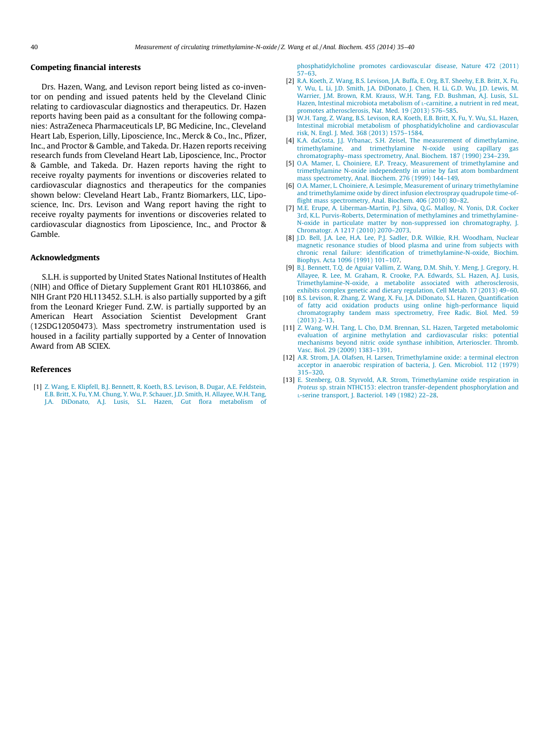## Competing financial interests

Drs. Hazen, Wang, and Levison report being listed as co-inventor on pending and issued patents held by the Cleveland Clinic relating to cardiovascular diagnostics and therapeutics. Dr. Hazen reports having been paid as a consultant for the following companies: AstraZeneca Pharmaceuticals LP, BG Medicine, Inc., Cleveland Heart Lab, Esperion, Lilly, Liposcience, Inc., Merck & Co., Inc., Pfizer, Inc., and Proctor & Gamble, and Takeda. Dr. Hazen reports receiving research funds from Cleveland Heart Lab, Liposcience, Inc., Proctor & Gamble, and Takeda. Dr. Hazen reports having the right to receive royalty payments for inventions or discoveries related to cardiovascular diagnostics and therapeutics for the companies shown below: Cleveland Heart Lab., Frantz Biomarkers, LLC, Liposcience, Inc. Drs. Levison and Wang report having the right to receive royalty payments for inventions or discoveries related to cardiovascular diagnostics from Liposcience, Inc., and Proctor & Gamble.

## Acknowledgments

S.L.H. is supported by United States National Institutes of Health (NIH) and Office of Dietary Supplement Grant R01 HL103866, and NIH Grant P20 HL113452. S.L.H. is also partially supported by a gift from the Leonard Krieger Fund. Z.W. is partially supported by an American Heart Association Scientist Development Grant (12SDG12050473). Mass spectrometry instrumentation used is housed in a facility partially supported by a Center of Innovation Award from AB SCIEX.

## References

[1] Z. Wang, E. Klipfell, B.J. Bennett, R. Koeth, B.S. Levison, B. Dugar, A.E. Feldstein, E.B. Britt, X. Fu, Y.M. Chung, Y. Wu, P. Schauer, J.D. Smith, H. Allayee, W.H. Tang, J.A. DiDonato, A.J. Lusis, S.L. Hazen, Gut flora metabolism of phosphatidylcholine promotes cardiovascular disease, Nature 472 (2011) 57–63.

[2] R.A. Koeth, Z. Wang, B.S. Levison, J.A. Buffa, E. Org, B.T. Sheehy, E.B. Britt, X. Fu, Y. Wu, L. Li, J.D. Smith, J.A. DiDonato, J. Chen, H. Li, G.D. Wu, J.D. Lewis, M. Warrier, J.M. Brown, R.M. Krauss, W.H. Tang, F.D. Bushman, A.J. Lusis, S.L. Hazen, Intestinal microbiota metabolism of L-carnitine, a nutrient in red meat, promotes atherosclerosis, Nat. Med. 19 (2013) 576–585.

[3] W.H. Tang, Z. Wang, B.S. Levison, R.A. Koeth, E.B. Britt, X. Fu, Y. Wu, S.L. Hazen, Intestinal microbial metabolism of phosphatidylcholine and cardiovascular risk, N. Engl. J. Med. 368 (2013) 1575–1584.

[4] K.A. daCosta, J.J. Vrbanac, S.H. Zeisel, The measurement of dimethylamine, trimethylamine, and trimethylamine N-oxide using capillary gas chromatography–mass spectrometry, Anal. Biochem. 187 (1990) 234–239.

[5] O.A. Mamer, L. Choiniere, E.P. Treacy, Measurement of trimethylamine and trimethylamine N-oxide independently in urine by fast atom bombardment mass spectrometry, Anal. Biochem. 276 (1999) 144–149.

[6] O.A. Mamer, L. Choiniere, A. Lesimple, Measurement of urinary trimethylamine and trimethylamime oxide by direct infusion electrospray quadrupole time-of-flight mass spectrometry, Anal. Biochem. 406 (2010) 80–82.

[7] M.E. Erupe, A. Liberman-Martin, P.J. Silva, Q.G. Malloy, N. Yonis, D.R. Cocker 3rd, K.L. Purvis-Roberts, Determination of methylamines and trimethylamine-N-oxide in particulate matter by non-suppressed ion chromatography, J. Chromatogr. A 1217 (2010) 2070–2073.

[8] J.D. Bell, J.A. Lee, H.A. Lee, P.J. Sadler, D.R. Wilkie, R.H. Woodham, Nuclear magnetic resonance studies of blood plasma and urine from subjects with chronic renal failure: identification of trimethylamine-N-oxide, Biochim. Biophys. Acta 1096 (1991) 101–107.

[9] B.J. Bennett, T.Q. de Aguiar Vallim, Z. Wang, D.M. Shih, Y. Meng, J. Gregory, H. Allayee, R. Lee, M. Graham, R. Crooke, P.A. Edwards, S.L. Hazen, A.J. Lusis, Trimethylamine-N-oxide, a metabolite associated with atherosclerosis, exhibits complex genetic and dietary regulation, Cell Metab. 17 (2013) 49–60.

[10] B.S. Levison, R. Zhang, Z. Wang, X. Fu, J.A. DiDonato, S.L. Hazen, Quantification of fatty acid oxidation products using online high-performance liquid chromatography tandem mass spectrometry, Free Radic. Biol. Med. 59 (2013) 2–13.

[11] Z. Wang, W.H. Tang, L. Cho, D.M. Brennan, S.L. Hazen, Targeted metabolomic evaluation of arginine methylation and cardiovascular risks: potential mechanisms beyond nitric oxide synthase inhibition, Arterioscler. Thromb. Vasc. Biol. 29 (2009) 1383–1391.

[12] A.R. Strom, J.A. Olafsen, H. Larsen, Trimethylamine oxide: a terminal electron acceptor in anaerobic respiration of bacteria, J. Gen. Microbiol. 112 (1979) 315–320.

[13] E. Stenberg, O.B. Styrvold, A.R. Strom, Trimethylamine oxide respiration in *Proteus* sp. strain NTHC153: electron transfer-dependent phosphorylation and L-serine transport, J. Bacteriol. 149 (1982) 22–28.